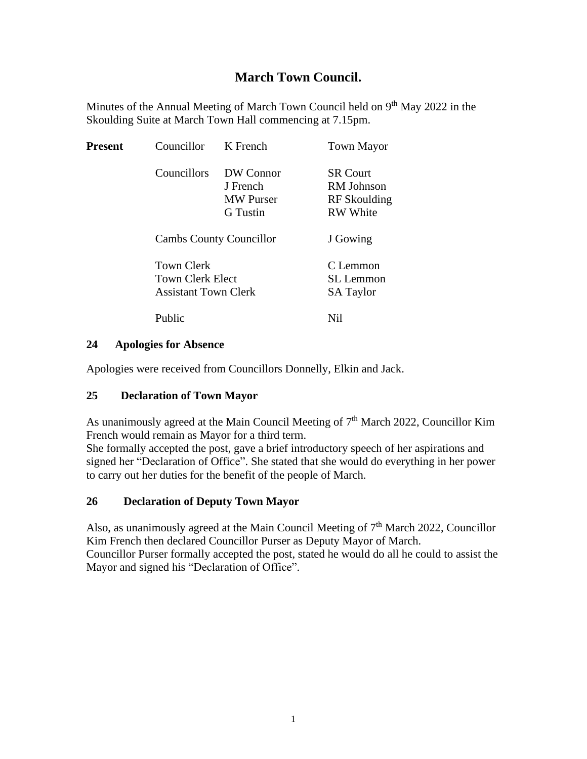# March Town Council.

Minutes of the Annual Meeting of March Town Council held on 9th May 2022 in the Skoulding Suite at March Town Hall commencing at 7.15pm.

| **Present** | Councillor | K French | Town Mayor |
|---|---|---|---|
| | Councillors | DW Connor<br>J French<br>MW Purser<br>G Tustin | SR Court<br>RM Johnson<br>RF Skoulding<br>RW White |
| | Cambs County Councillor | | J Gowing |
| | Town Clerk<br>Town Clerk Elect<br>Assistant Town Clerk | | C Lemmon<br>SL Lemmon<br>SA Taylor |
| | Public | | Nil |

## 24 Apologies for Absence

Apologies were received from Councillors Donnelly, Elkin and Jack.

## 25 Declaration of Town Mayor

As unanimously agreed at the Main Council Meeting of 7th March 2022, Councillor Kim French would remain as Mayor for a third term.
She formally accepted the post, gave a brief introductory speech of her aspirations and signed her "Declaration of Office". She stated that she would do everything in her power to carry out her duties for the benefit of the people of March.

## 26 Declaration of Deputy Town Mayor

Also, as unanimously agreed at the Main Council Meeting of 7th March 2022, Councillor Kim French then declared Councillor Purser as Deputy Mayor of March.
Councillor Purser formally accepted the post, stated he would do all he could to assist the Mayor and signed his "Declaration of Office".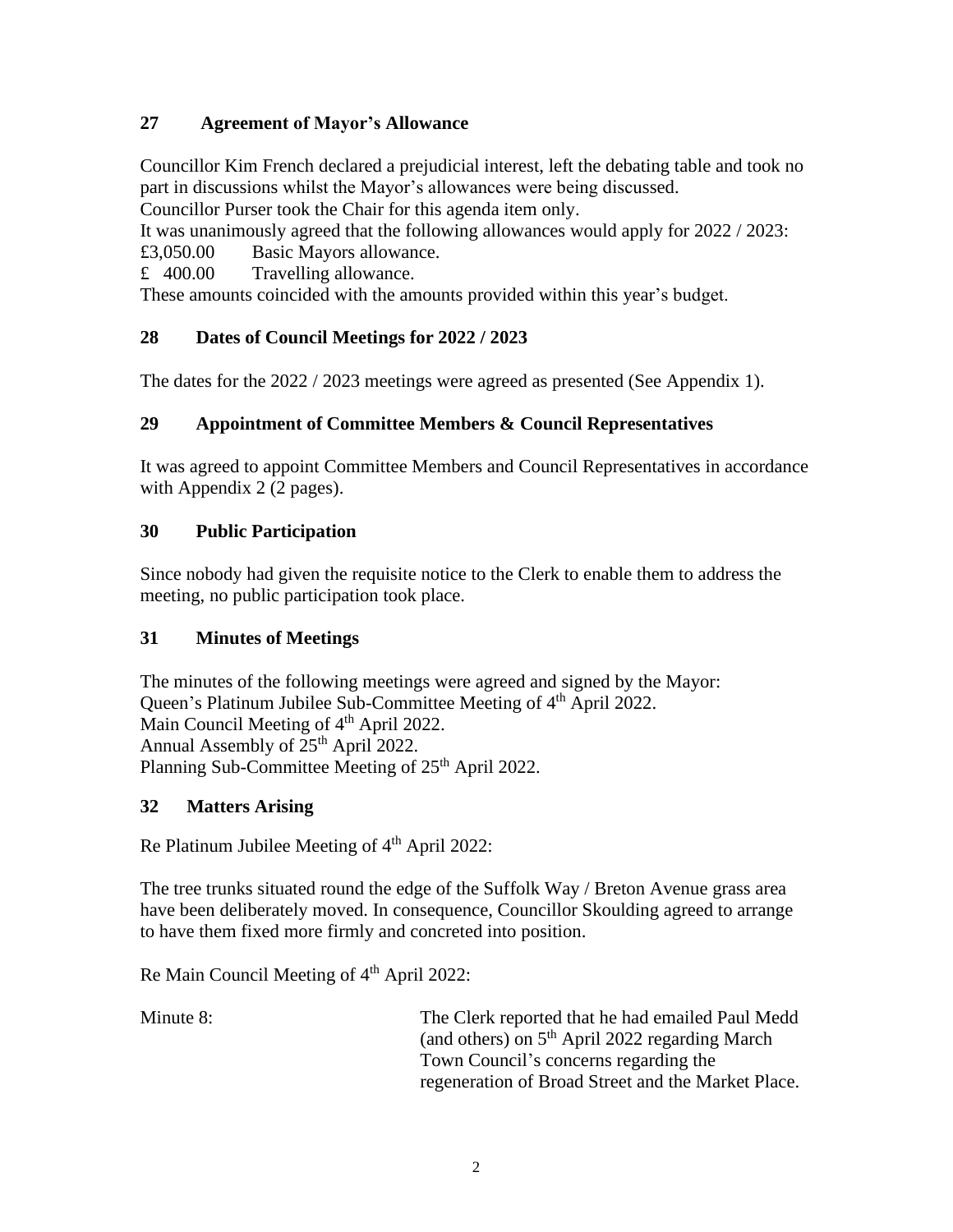## 27 Agreement of Mayor's Allowance

Councillor Kim French declared a prejudicial interest, left the debating table and took no part in discussions whilst the Mayor's allowances were being discussed.
Councillor Purser took the Chair for this agenda item only.
It was unanimously agreed that the following allowances would apply for 2022 / 2023:
£3,050.00 Basic Mayors allowance.
£ 400.00 Travelling allowance.
These amounts coincided with the amounts provided within this year's budget.

## 28 Dates of Council Meetings for 2022 / 2023

The dates for the 2022 / 2023 meetings were agreed as presented (See Appendix 1).

## 29 Appointment of Committee Members & Council Representatives

It was agreed to appoint Committee Members and Council Representatives in accordance with Appendix 2 (2 pages).

## 30 Public Participation

Since nobody had given the requisite notice to the Clerk to enable them to address the meeting, no public participation took place.

## 31 Minutes of Meetings

The minutes of the following meetings were agreed and signed by the Mayor:
Queen's Platinum Jubilee Sub-Committee Meeting of 4th April 2022.
Main Council Meeting of 4th April 2022.
Annual Assembly of 25th April 2022.
Planning Sub-Committee Meeting of 25th April 2022.

## 32 Matters Arising

Re Platinum Jubilee Meeting of 4th April 2022:

The tree trunks situated round the edge of the Suffolk Way / Breton Avenue grass area have been deliberately moved. In consequence, Councillor Skoulding agreed to arrange to have them fixed more firmly and concreted into position.

Re Main Council Meeting of 4th April 2022:

Minute 8: The Clerk reported that he had emailed Paul Medd (and others) on 5th April 2022 regarding March Town Council's concerns regarding the regeneration of Broad Street and the Market Place.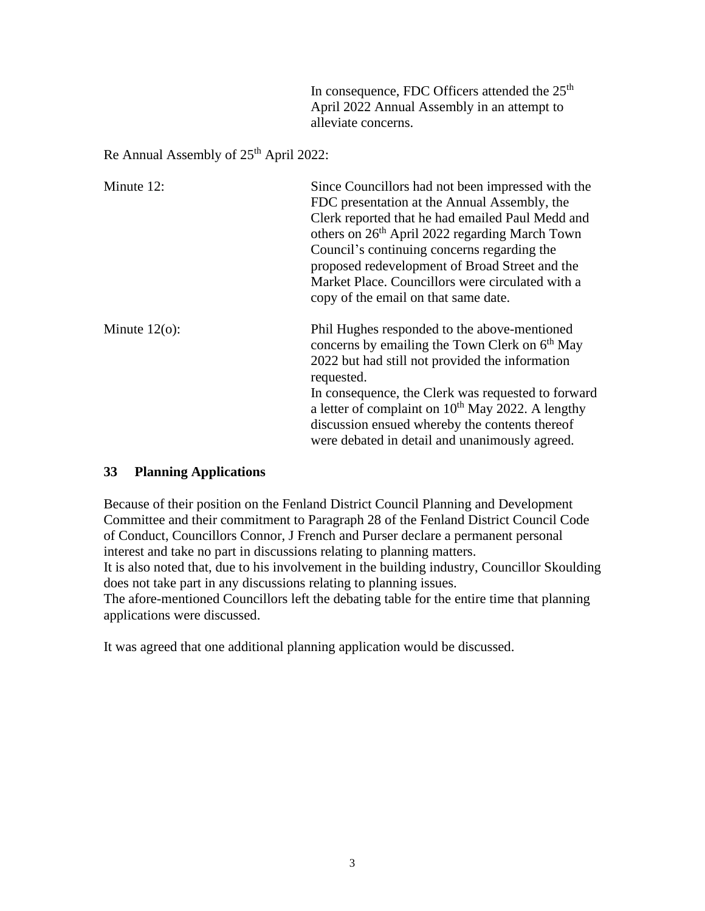|  | In consequence, FDC Officers attended the 25th April 2022 Annual Assembly in an attempt to alleviate concerns. |
|---|---|

Re Annual Assembly of 25th April 2022:

| | |
|---|---|
| Minute 12: | Since Councillors had not been impressed with the FDC presentation at the Annual Assembly, the Clerk reported that he had emailed Paul Medd and others on 26th April 2022 regarding March Town Council's continuing concerns regarding the proposed redevelopment of Broad Street and the Market Place. Councillors were circulated with a copy of the email on that same date. |
| Minute 12(o): | Phil Hughes responded to the above-mentioned concerns by emailing the Town Clerk on 6th May 2022 but had still not provided the information requested. In consequence, the Clerk was requested to forward a letter of complaint on 10th May 2022. A lengthy discussion ensued whereby the contents thereof were debated in detail and unanimously agreed. |

## 33 Planning Applications

Because of their position on the Fenland District Council Planning and Development Committee and their commitment to Paragraph 28 of the Fenland District Council Code of Conduct, Councillors Connor, J French and Purser declare a permanent personal interest and take no part in discussions relating to planning matters.
It is also noted that, due to his involvement in the building industry, Councillor Skoulding does not take part in any discussions relating to planning issues.
The afore-mentioned Councillors left the debating table for the entire time that planning applications were discussed.

It was agreed that one additional planning application would be discussed.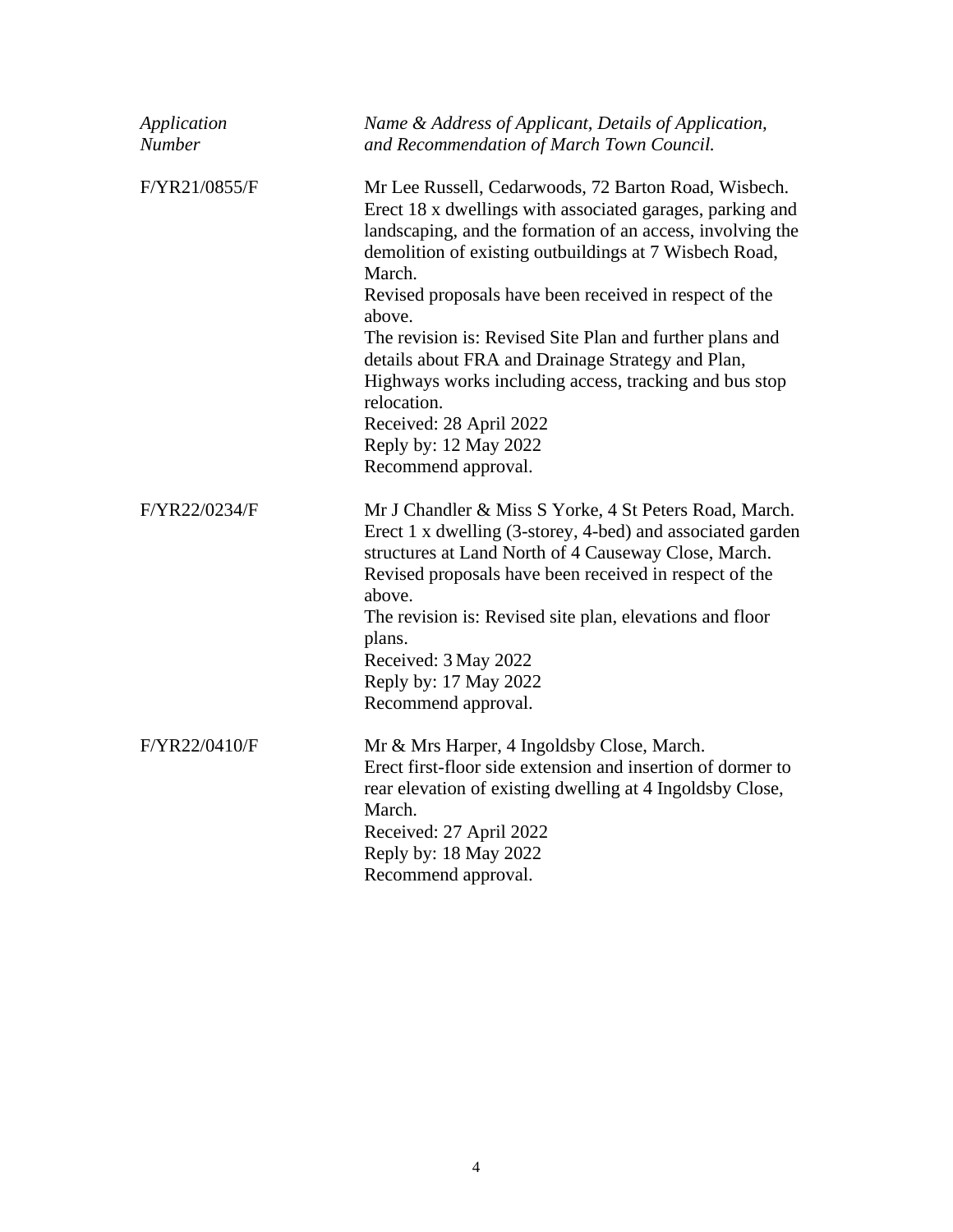| *Application Number* | *Name & Address of Applicant, Details of Application, and Recommendation of March Town Council.* |
|---|---|
| F/YR21/0855/F | Mr Lee Russell, Cedarwoods, 72 Barton Road, Wisbech. Erect 18 x dwellings with associated garages, parking and landscaping, and the formation of an access, involving the demolition of existing outbuildings at 7 Wisbech Road, March.<br>Revised proposals have been received in respect of the above.<br>The revision is: Revised Site Plan and further plans and details about FRA and Drainage Strategy and Plan, Highways works including access, tracking and bus stop relocation.<br>Received: 28 April 2022<br>Reply by: 12 May 2022<br>Recommend approval. |
| F/YR22/0234/F | Mr J Chandler & Miss S Yorke, 4 St Peters Road, March. Erect 1 x dwelling (3-storey, 4-bed) and associated garden structures at Land North of 4 Causeway Close, March.<br>Revised proposals have been received in respect of the above.<br>The revision is: Revised site plan, elevations and floor plans.<br>Received: 3 May 2022<br>Reply by: 17 May 2022<br>Recommend approval. |
| F/YR22/0410/F | Mr & Mrs Harper, 4 Ingoldsby Close, March.<br>Erect first-floor side extension and insertion of dormer to rear elevation of existing dwelling at 4 Ingoldsby Close, March.<br>Received: 27 April 2022<br>Reply by: 18 May 2022<br>Recommend approval. |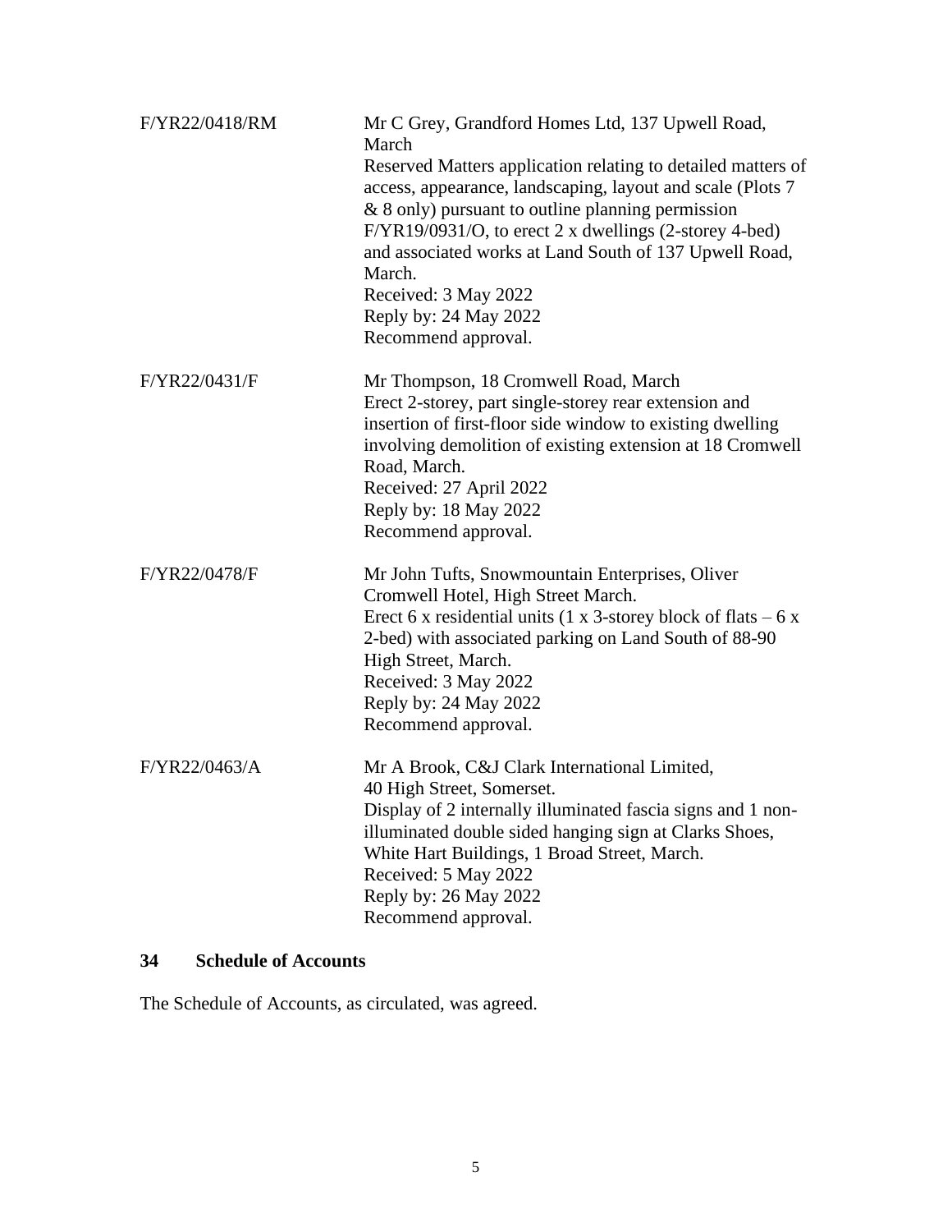| | |
|---|---|
| F/YR22/0418/RM | Mr C Grey, Grandford Homes Ltd, 137 Upwell Road, March<br>Reserved Matters application relating to detailed matters of access, appearance, landscaping, layout and scale (Plots 7 & 8 only) pursuant to outline planning permission F/YR19/0931/O, to erect 2 x dwellings (2-storey 4-bed) and associated works at Land South of 137 Upwell Road, March.<br>Received: 3 May 2022<br>Reply by: 24 May 2022<br>Recommend approval. |
| F/YR22/0431/F | Mr Thompson, 18 Cromwell Road, March<br>Erect 2-storey, part single-storey rear extension and insertion of first-floor side window to existing dwelling involving demolition of existing extension at 18 Cromwell Road, March.<br>Received: 27 April 2022<br>Reply by: 18 May 2022<br>Recommend approval. |
| F/YR22/0478/F | Mr John Tufts, Snowmountain Enterprises, Oliver Cromwell Hotel, High Street March.<br>Erect 6 x residential units (1 x 3-storey block of flats – 6 x 2-bed) with associated parking on Land South of 88-90 High Street, March.<br>Received: 3 May 2022<br>Reply by: 24 May 2022<br>Recommend approval. |
| F/YR22/0463/A | Mr A Brook, C&J Clark International Limited, 40 High Street, Somerset.<br>Display of 2 internally illuminated fascia signs and 1 non-illuminated double sided hanging sign at Clarks Shoes, White Hart Buildings, 1 Broad Street, March.<br>Received: 5 May 2022<br>Reply by: 26 May 2022<br>Recommend approval. |

## 34 Schedule of Accounts

The Schedule of Accounts, as circulated, was agreed.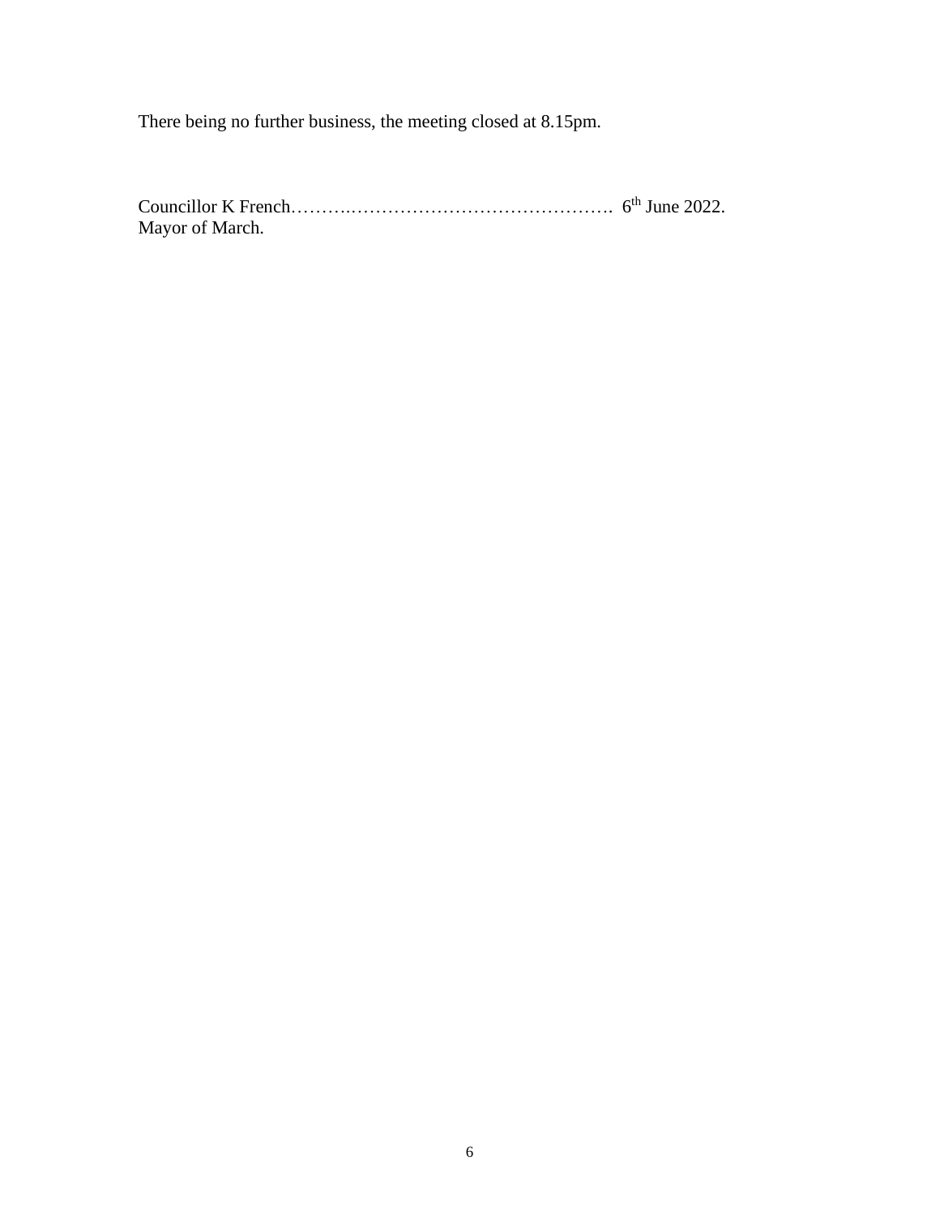There being no further business, the meeting closed at 8.15pm.

Councillor K French………..…………………………………….  6th June 2022.
Mayor of March.